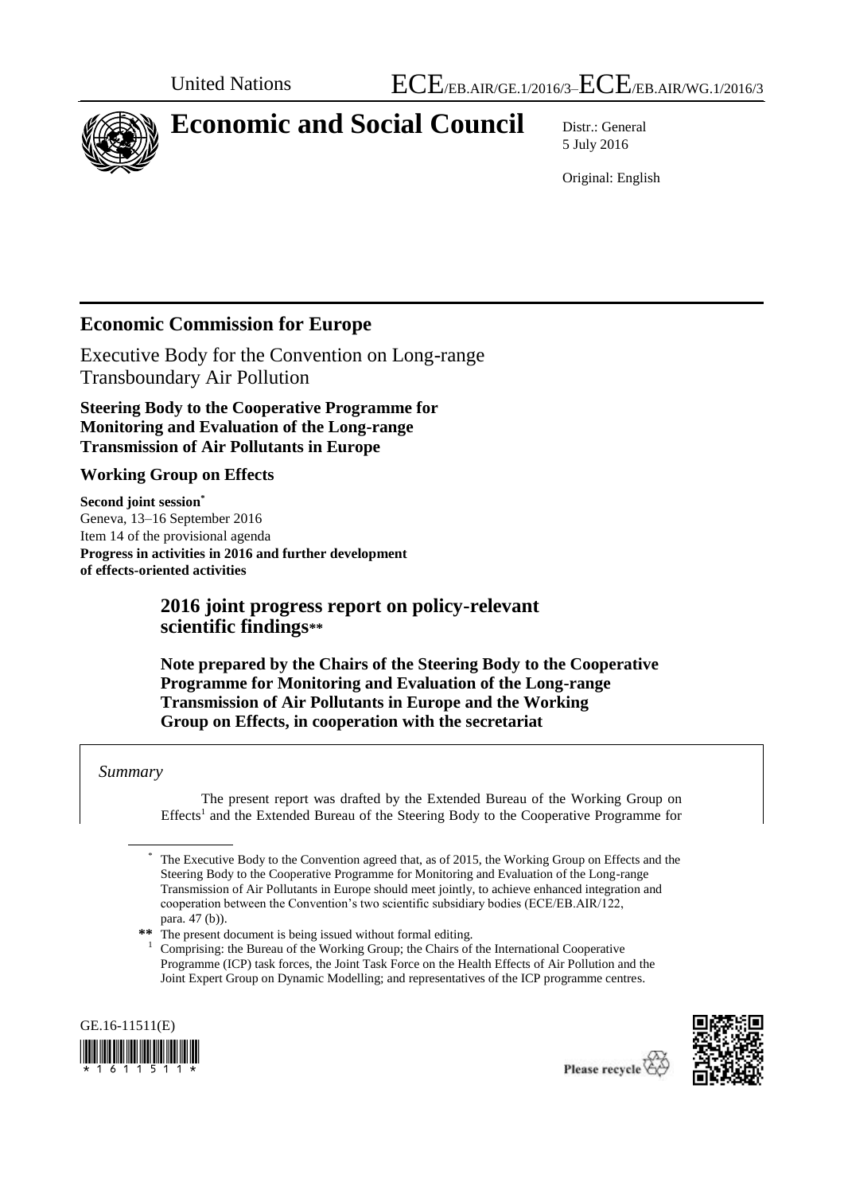United Nations ECE/EB.AIR/GE.1/2016/3–ECE/EB.AIR/WG.1/2016/3

# Economic and Social Council

Distr.: General
5 July 2016

Original: English

## Economic Commission for Europe

Executive Body for the Convention on Long-range Transboundary Air Pollution

**Steering Body to the Cooperative Programme for Monitoring and Evaluation of the Long-range Transmission of Air Pollutants in Europe**

**Working Group on Effects**

**Second joint session***
Geneva, 13–16 September 2016
Item 14 of the provisional agenda
**Progress in activities in 2016 and further development of effects-oriented activities**

### 2016 joint progress report on policy-relevant scientific findings**

**Note prepared by the Chairs of the Steering Body to the Cooperative Programme for Monitoring and Evaluation of the Long-range Transmission of Air Pollutants in Europe and the Working Group on Effects, in cooperation with the secretariat**

*Summary*

The present report was drafted by the Extended Bureau of the Working Group on Effects[1] and the Extended Bureau of the Steering Body to the Cooperative Programme for

---

* The Executive Body to the Convention agreed that, as of 2015, the Working Group on Effects and the Steering Body to the Cooperative Programme for Monitoring and Evaluation of the Long-range Transmission of Air Pollutants in Europe should meet jointly, to achieve enhanced integration and cooperation between the Convention's two scientific subsidiary bodies (ECE/EB.AIR/122, para. 47 (b)).

** The present document is being issued without formal editing.

[1] Comprising: the Bureau of the Working Group; the Chairs of the International Cooperative Programme (ICP) task forces, the Joint Task Force on the Health Effects of Air Pollution and the Joint Expert Group on Dynamic Modelling; and representatives of the ICP programme centres.

GE.16-11511(E)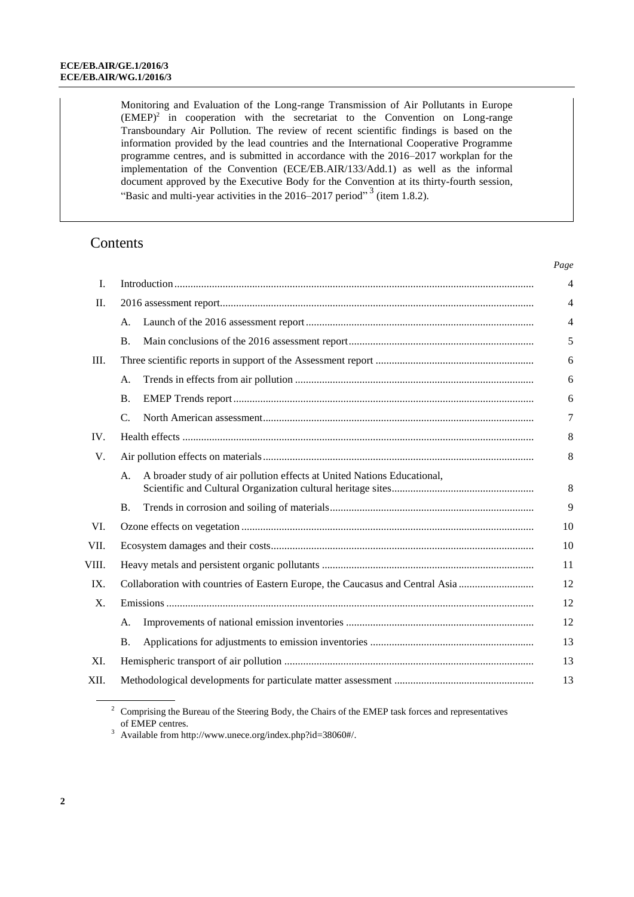Monitoring and Evaluation of the Long-range Transmission of Air Pollutants in Europe (EMEP)[2] in cooperation with the secretariat to the Convention on Long-range Transboundary Air Pollution. The review of recent scientific findings is based on the information provided by the lead countries and the International Cooperative Programme programme centres, and is submitted in accordance with the 2016–2017 workplan for the implementation of the Convention (ECE/EB.AIR/133/Add.1) as well as the informal document approved by the Executive Body for the Convention at its thirty-fourth session, "Basic and multi-year activities in the 2016–2017 period"[3] (item 1.8.2).

## Contents

| | | | *Page* |
|---|---|---|---|
| I. | Introduction | | 4 |
| II. | 2016 assessment report | | 4 |
| | A. | Launch of the 2016 assessment report | 4 |
| | B. | Main conclusions of the 2016 assessment report | 5 |
| III. | Three scientific reports in support of the Assessment report | | 6 |
| | A. | Trends in effects from air pollution | 6 |
| | B. | EMEP Trends report | 6 |
| | C. | North American assessment | 7 |
| IV. | Health effects | | 8 |
| V. | Air pollution effects on materials | | 8 |
| | A. | A broader study of air pollution effects at United Nations Educational, Scientific and Cultural Organization cultural heritage sites | 8 |
| | B. | Trends in corrosion and soiling of materials | 9 |
| VI. | Ozone effects on vegetation | | 10 |
| VII. | Ecosystem damages and their costs | | 10 |
| VIII. | Heavy metals and persistent organic pollutants | | 11 |
| IX. | Collaboration with countries of Eastern Europe, the Caucasus and Central Asia | | 12 |
| X. | Emissions | | 12 |
| | A. | Improvements of national emission inventories | 12 |
| | B. | Applications for adjustments to emission inventories | 13 |
| XI. | Hemispheric transport of air pollution | | 13 |
| XII. | Methodological developments for particulate matter assessment | | 13 |

[2] Comprising the Bureau of the Steering Body, the Chairs of the EMEP task forces and representatives of EMEP centres.

[3] Available from http://www.unece.org/index.php?id=38060#/.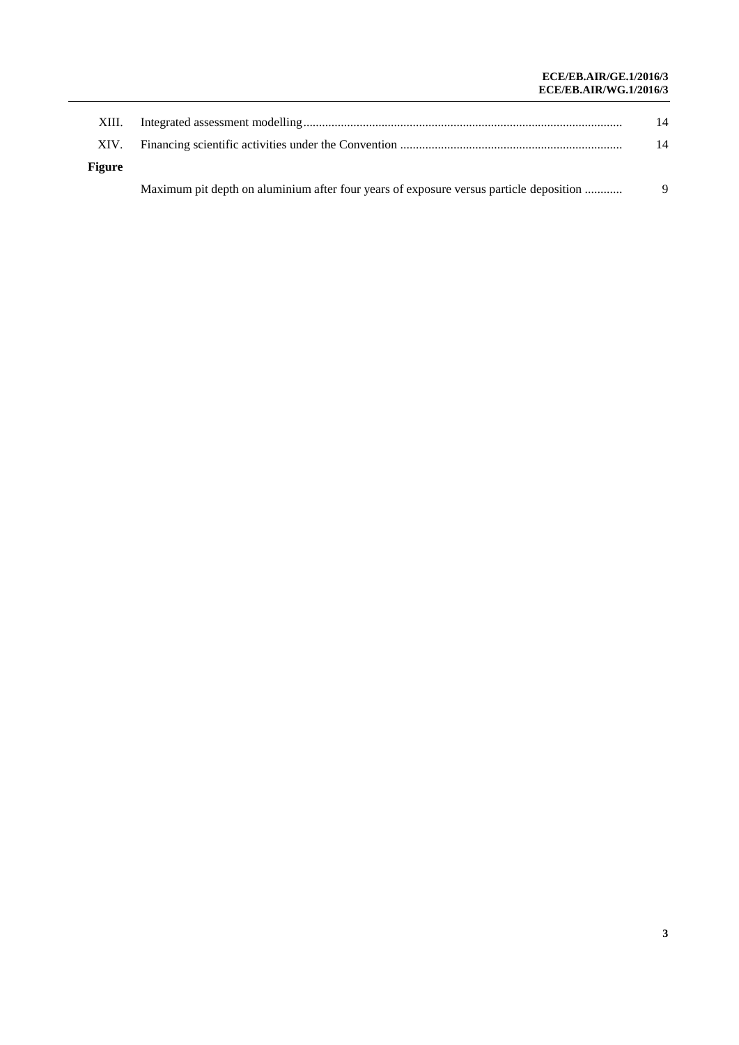| | | |
|---|---|---|
| XIII. | Integrated assessment modelling | 14 |
| XIV. | Financing scientific activities under the Convention | 14 |
| **Figure** | | |
| | Maximum pit depth on aluminium after four years of exposure versus particle deposition | 9 |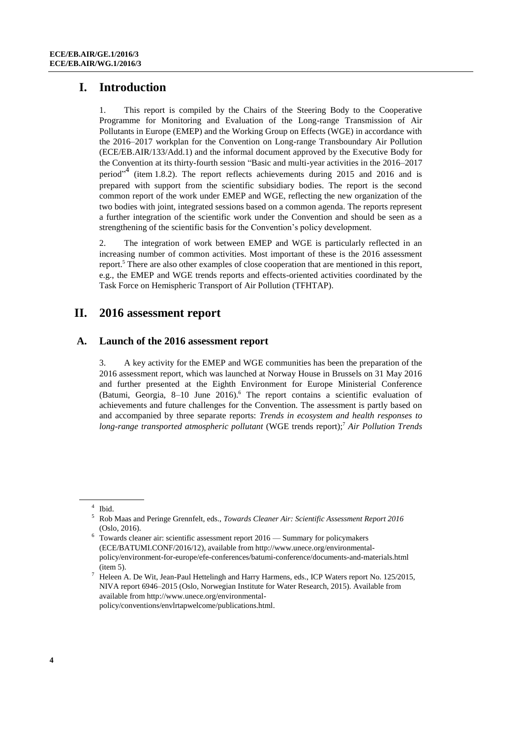# I. Introduction

1. This report is compiled by the Chairs of the Steering Body to the Cooperative Programme for Monitoring and Evaluation of the Long-range Transmission of Air Pollutants in Europe (EMEP) and the Working Group on Effects (WGE) in accordance with the 2016–2017 workplan for the Convention on Long-range Transboundary Air Pollution (ECE/EB.AIR/133/Add.1) and the informal document approved by the Executive Body for the Convention at its thirty-fourth session "Basic and multi-year activities in the 2016–2017 period"[4] (item 1.8.2). The report reflects achievements during 2015 and 2016 and is prepared with support from the scientific subsidiary bodies. The report is the second common report of the work under EMEP and WGE, reflecting the new organization of the two bodies with joint, integrated sessions based on a common agenda. The reports represent a further integration of the scientific work under the Convention and should be seen as a strengthening of the scientific basis for the Convention's policy development.

2. The integration of work between EMEP and WGE is particularly reflected in an increasing number of common activities. Most important of these is the 2016 assessment report.[5] There are also other examples of close cooperation that are mentioned in this report, e.g., the EMEP and WGE trends reports and effects-oriented activities coordinated by the Task Force on Hemispheric Transport of Air Pollution (TFHTAP).

# II. 2016 assessment report

## A. Launch of the 2016 assessment report

3. A key activity for the EMEP and WGE communities has been the preparation of the 2016 assessment report, which was launched at Norway House in Brussels on 31 May 2016 and further presented at the Eighth Environment for Europe Ministerial Conference (Batumi, Georgia, 8–10 June 2016).[6] The report contains a scientific evaluation of achievements and future challenges for the Convention. The assessment is partly based on and accompanied by three separate reports: *Trends in ecosystem and health responses to long-range transported atmospheric pollutant* (WGE trends report);[7] *Air Pollution Trends*

---

[4] Ibid.

[5] Rob Maas and Peringe Grennfelt, eds., *Towards Cleaner Air: Scientific Assessment Report 2016* (Oslo, 2016).

[6] Towards cleaner air: scientific assessment report 2016 — Summary for policymakers (ECE/BATUMI.CONF/2016/12), available from http://www.unece.org/environmental-policy/environment-for-europe/efe-conferences/batumi-conference/documents-and-materials.html (item 5).

[7] Heleen A. De Wit, Jean-Paul Hettelingh and Harry Harmens, eds., ICP Waters report No. 125/2015, NIVA report 6946–2015 (Oslo, Norwegian Institute for Water Research, 2015). Available from available from http://www.unece.org/environmental-policy/conventions/envlrtapwelcome/publications.html.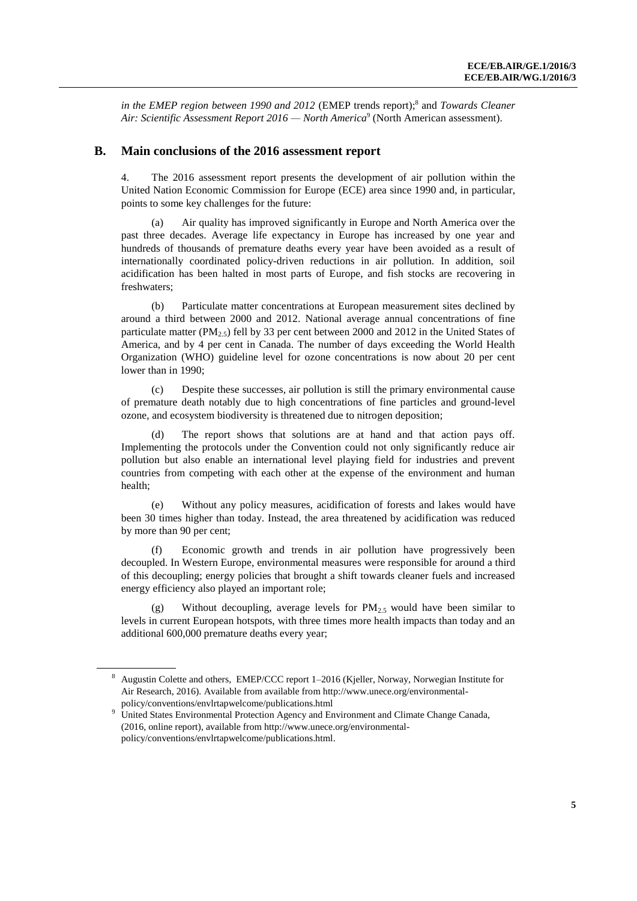*in the EMEP region between 1990 and 2012* (EMEP trends report);[8] and *Towards Cleaner Air: Scientific Assessment Report 2016 — North America*[9] (North American assessment).

## B. Main conclusions of the 2016 assessment report

4. The 2016 assessment report presents the development of air pollution within the United Nation Economic Commission for Europe (ECE) area since 1990 and, in particular, points to some key challenges for the future:

(a) Air quality has improved significantly in Europe and North America over the past three decades. Average life expectancy in Europe has increased by one year and hundreds of thousands of premature deaths every year have been avoided as a result of internationally coordinated policy-driven reductions in air pollution. In addition, soil acidification has been halted in most parts of Europe, and fish stocks are recovering in freshwaters;

(b) Particulate matter concentrations at European measurement sites declined by around a third between 2000 and 2012. National average annual concentrations of fine particulate matter ($PM_{2.5}$) fell by 33 per cent between 2000 and 2012 in the United States of America, and by 4 per cent in Canada. The number of days exceeding the World Health Organization (WHO) guideline level for ozone concentrations is now about 20 per cent lower than in 1990;

(c) Despite these successes, air pollution is still the primary environmental cause of premature death notably due to high concentrations of fine particles and ground-level ozone, and ecosystem biodiversity is threatened due to nitrogen deposition;

(d) The report shows that solutions are at hand and that action pays off. Implementing the protocols under the Convention could not only significantly reduce air pollution but also enable an international level playing field for industries and prevent countries from competing with each other at the expense of the environment and human health;

(e) Without any policy measures, acidification of forests and lakes would have been 30 times higher than today. Instead, the area threatened by acidification was reduced by more than 90 per cent;

(f) Economic growth and trends in air pollution have progressively been decoupled. In Western Europe, environmental measures were responsible for around a third of this decoupling; energy policies that brought a shift towards cleaner fuels and increased energy efficiency also played an important role;

(g) Without decoupling, average levels for $PM_{2.5}$ would have been similar to levels in current European hotspots, with three times more health impacts than today and an additional 600,000 premature deaths every year;

---

[8] Augustin Colette and others, EMEP/CCC report 1–2016 (Kjeller, Norway, Norwegian Institute for Air Research, 2016). Available from available from http://www.unece.org/environmental-policy/conventions/envlrtapwelcome/publications.html

[9] United States Environmental Protection Agency and Environment and Climate Change Canada, (2016, online report), available from http://www.unece.org/environmental-policy/conventions/envlrtapwelcome/publications.html.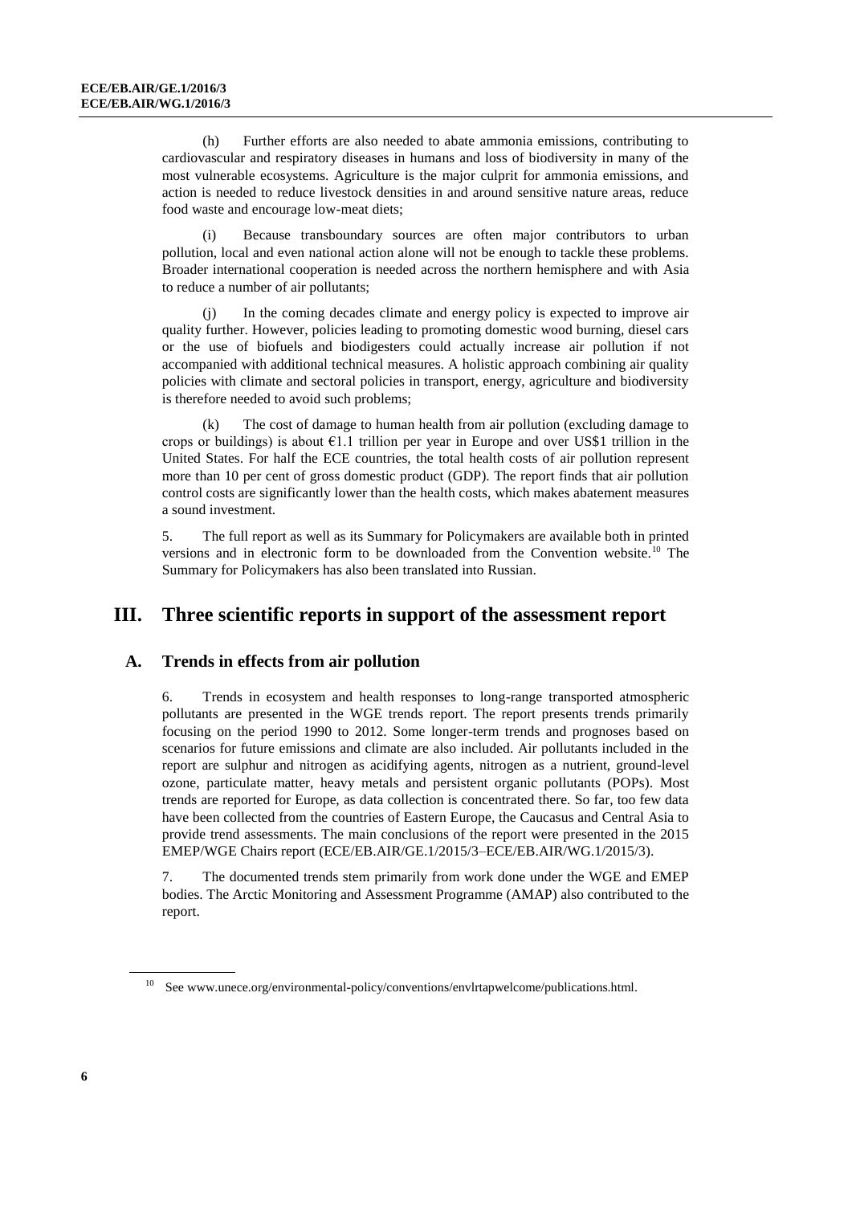(h) Further efforts are also needed to abate ammonia emissions, contributing to cardiovascular and respiratory diseases in humans and loss of biodiversity in many of the most vulnerable ecosystems. Agriculture is the major culprit for ammonia emissions, and action is needed to reduce livestock densities in and around sensitive nature areas, reduce food waste and encourage low-meat diets;

(i) Because transboundary sources are often major contributors to urban pollution, local and even national action alone will not be enough to tackle these problems. Broader international cooperation is needed across the northern hemisphere and with Asia to reduce a number of air pollutants;

(j) In the coming decades climate and energy policy is expected to improve air quality further. However, policies leading to promoting domestic wood burning, diesel cars or the use of biofuels and biodigesters could actually increase air pollution if not accompanied with additional technical measures. A holistic approach combining air quality policies with climate and sectoral policies in transport, energy, agriculture and biodiversity is therefore needed to avoid such problems;

(k) The cost of damage to human health from air pollution (excluding damage to crops or buildings) is about €1.1 trillion per year in Europe and over US$1 trillion in the United States. For half the ECE countries, the total health costs of air pollution represent more than 10 per cent of gross domestic product (GDP). The report finds that air pollution control costs are significantly lower than the health costs, which makes abatement measures a sound investment.

5. The full report as well as its Summary for Policymakers are available both in printed versions and in electronic form to be downloaded from the Convention website.[10] The Summary for Policymakers has also been translated into Russian.

## III. Three scientific reports in support of the assessment report

### A. Trends in effects from air pollution

6. Trends in ecosystem and health responses to long-range transported atmospheric pollutants are presented in the WGE trends report. The report presents trends primarily focusing on the period 1990 to 2012. Some longer-term trends and prognoses based on scenarios for future emissions and climate are also included. Air pollutants included in the report are sulphur and nitrogen as acidifying agents, nitrogen as a nutrient, ground-level ozone, particulate matter, heavy metals and persistent organic pollutants (POPs). Most trends are reported for Europe, as data collection is concentrated there. So far, too few data have been collected from the countries of Eastern Europe, the Caucasus and Central Asia to provide trend assessments. The main conclusions of the report were presented in the 2015 EMEP/WGE Chairs report (ECE/EB.AIR/GE.1/2015/3–ECE/EB.AIR/WG.1/2015/3).

7. The documented trends stem primarily from work done under the WGE and EMEP bodies. The Arctic Monitoring and Assessment Programme (AMAP) also contributed to the report.

[10] See www.unece.org/environmental-policy/conventions/envlrtapwelcome/publications.html.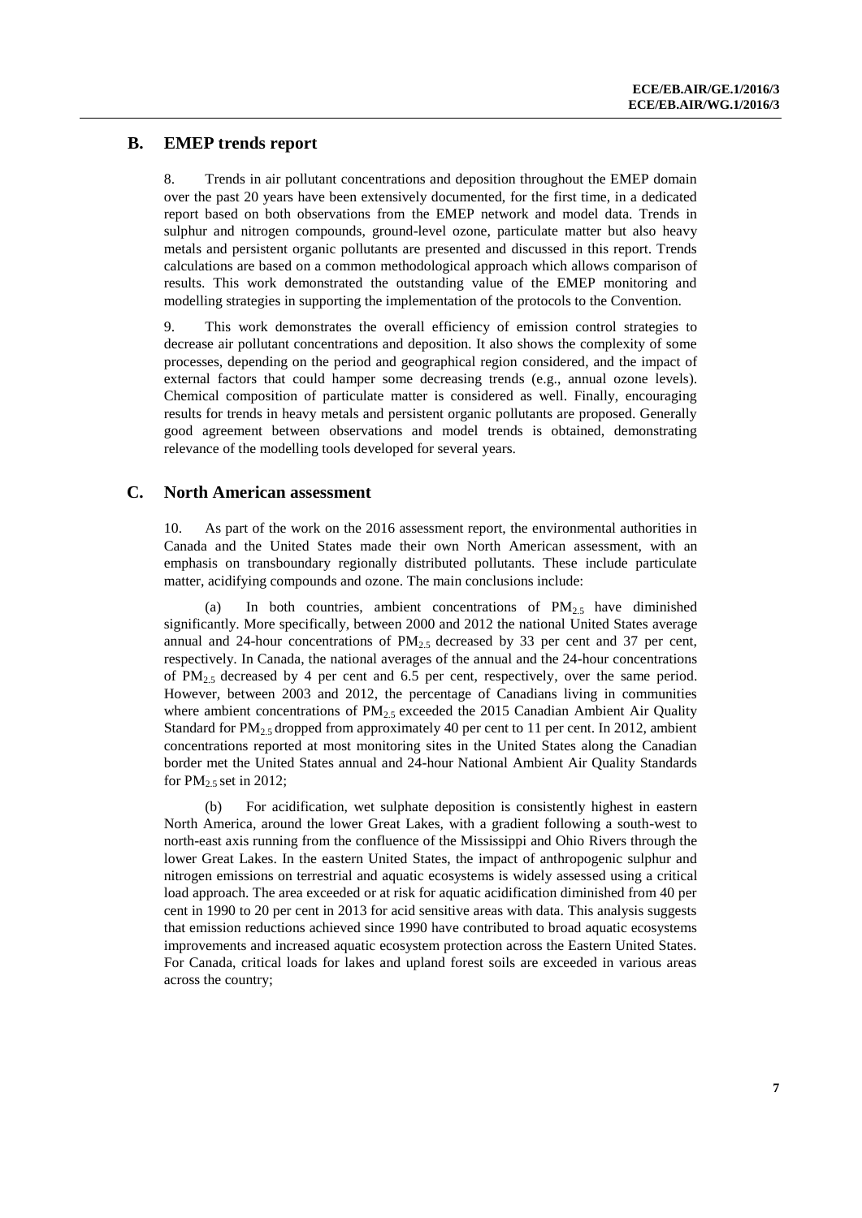## B. EMEP trends report

8. Trends in air pollutant concentrations and deposition throughout the EMEP domain over the past 20 years have been extensively documented, for the first time, in a dedicated report based on both observations from the EMEP network and model data. Trends in sulphur and nitrogen compounds, ground-level ozone, particulate matter but also heavy metals and persistent organic pollutants are presented and discussed in this report. Trends calculations are based on a common methodological approach which allows comparison of results. This work demonstrated the outstanding value of the EMEP monitoring and modelling strategies in supporting the implementation of the protocols to the Convention.

9. This work demonstrates the overall efficiency of emission control strategies to decrease air pollutant concentrations and deposition. It also shows the complexity of some processes, depending on the period and geographical region considered, and the impact of external factors that could hamper some decreasing trends (e.g., annual ozone levels). Chemical composition of particulate matter is considered as well. Finally, encouraging results for trends in heavy metals and persistent organic pollutants are proposed. Generally good agreement between observations and model trends is obtained, demonstrating relevance of the modelling tools developed for several years.

## C. North American assessment

10. As part of the work on the 2016 assessment report, the environmental authorities in Canada and the United States made their own North American assessment, with an emphasis on transboundary regionally distributed pollutants. These include particulate matter, acidifying compounds and ozone. The main conclusions include:

(a) In both countries, ambient concentrations of $PM_{2.5}$ have diminished significantly. More specifically, between 2000 and 2012 the national United States average annual and 24-hour concentrations of $PM_{2.5}$ decreased by 33 per cent and 37 per cent, respectively. In Canada, the national averages of the annual and the 24-hour concentrations of $PM_{2.5}$ decreased by 4 per cent and 6.5 per cent, respectively, over the same period. However, between 2003 and 2012, the percentage of Canadians living in communities where ambient concentrations of $PM_{2.5}$ exceeded the 2015 Canadian Ambient Air Quality Standard for $PM_{2.5}$ dropped from approximately 40 per cent to 11 per cent. In 2012, ambient concentrations reported at most monitoring sites in the United States along the Canadian border met the United States annual and 24-hour National Ambient Air Quality Standards for $PM_{2.5}$ set in 2012;

(b) For acidification, wet sulphate deposition is consistently highest in eastern North America, around the lower Great Lakes, with a gradient following a south-west to north-east axis running from the confluence of the Mississippi and Ohio Rivers through the lower Great Lakes. In the eastern United States, the impact of anthropogenic sulphur and nitrogen emissions on terrestrial and aquatic ecosystems is widely assessed using a critical load approach. The area exceeded or at risk for aquatic acidification diminished from 40 per cent in 1990 to 20 per cent in 2013 for acid sensitive areas with data. This analysis suggests that emission reductions achieved since 1990 have contributed to broad aquatic ecosystems improvements and increased aquatic ecosystem protection across the Eastern United States. For Canada, critical loads for lakes and upland forest soils are exceeded in various areas across the country;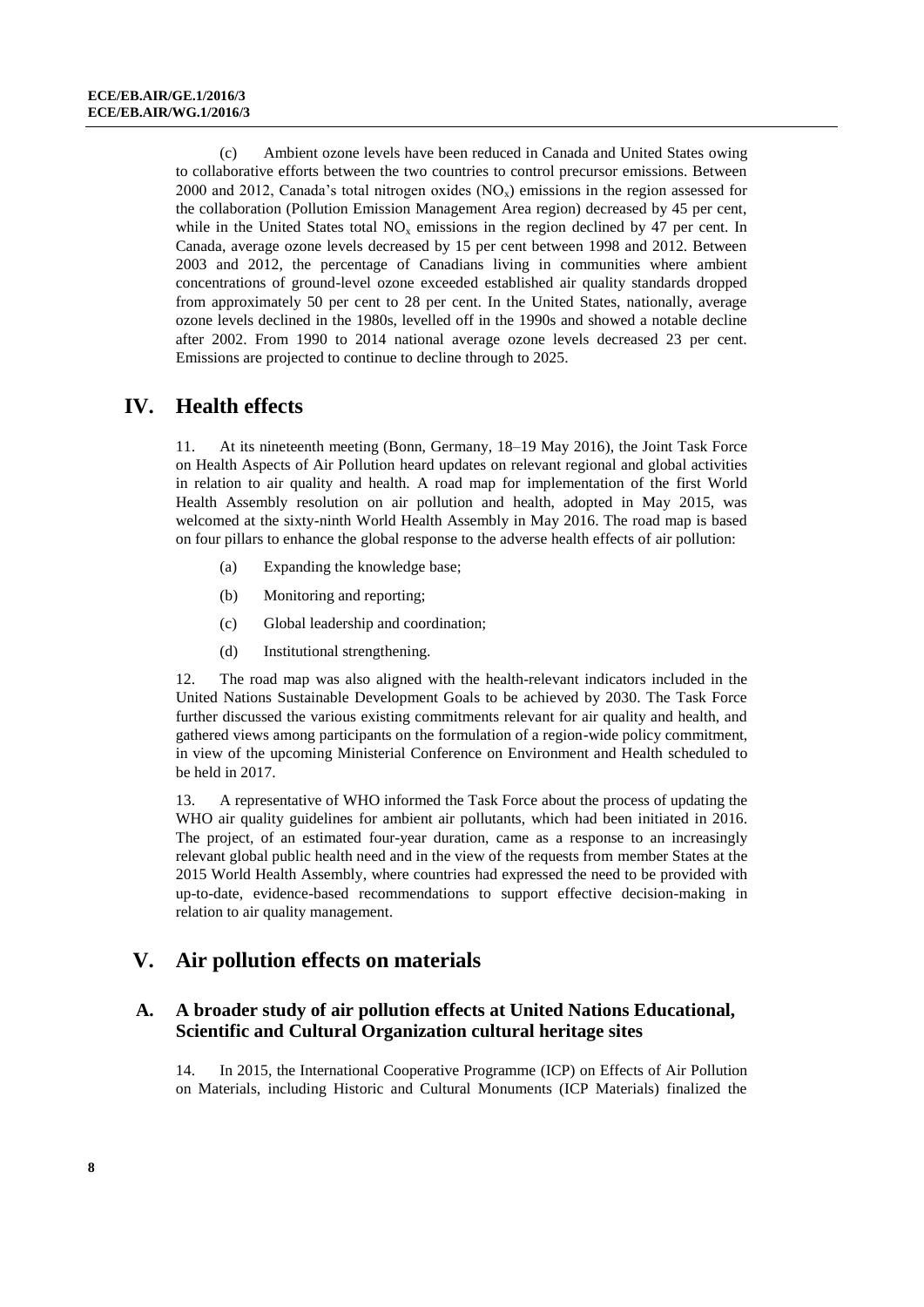(c) Ambient ozone levels have been reduced in Canada and United States owing to collaborative efforts between the two countries to control precursor emissions. Between 2000 and 2012, Canada's total nitrogen oxides ($NO_x$) emissions in the region assessed for the collaboration (Pollution Emission Management Area region) decreased by 45 per cent, while in the United States total $NO_x$ emissions in the region declined by 47 per cent. In Canada, average ozone levels decreased by 15 per cent between 1998 and 2012. Between 2003 and 2012, the percentage of Canadians living in communities where ambient concentrations of ground-level ozone exceeded established air quality standards dropped from approximately 50 per cent to 28 per cent. In the United States, nationally, average ozone levels declined in the 1980s, levelled off in the 1990s and showed a notable decline after 2002. From 1990 to 2014 national average ozone levels decreased 23 per cent. Emissions are projected to continue to decline through to 2025.

# IV. Health effects

11. At its nineteenth meeting (Bonn, Germany, 18–19 May 2016), the Joint Task Force on Health Aspects of Air Pollution heard updates on relevant regional and global activities in relation to air quality and health. A road map for implementation of the first World Health Assembly resolution on air pollution and health, adopted in May 2015, was welcomed at the sixty-ninth World Health Assembly in May 2016. The road map is based on four pillars to enhance the global response to the adverse health effects of air pollution:

(a) Expanding the knowledge base;

(b) Monitoring and reporting;

(c) Global leadership and coordination;

(d) Institutional strengthening.

12. The road map was also aligned with the health-relevant indicators included in the United Nations Sustainable Development Goals to be achieved by 2030. The Task Force further discussed the various existing commitments relevant for air quality and health, and gathered views among participants on the formulation of a region-wide policy commitment, in view of the upcoming Ministerial Conference on Environment and Health scheduled to be held in 2017.

13. A representative of WHO informed the Task Force about the process of updating the WHO air quality guidelines for ambient air pollutants, which had been initiated in 2016. The project, of an estimated four-year duration, came as a response to an increasingly relevant global public health need and in the view of the requests from member States at the 2015 World Health Assembly, where countries had expressed the need to be provided with up-to-date, evidence-based recommendations to support effective decision-making in relation to air quality management.

# V. Air pollution effects on materials

## A. A broader study of air pollution effects at United Nations Educational, Scientific and Cultural Organization cultural heritage sites

14. In 2015, the International Cooperative Programme (ICP) on Effects of Air Pollution on Materials, including Historic and Cultural Monuments (ICP Materials) finalized the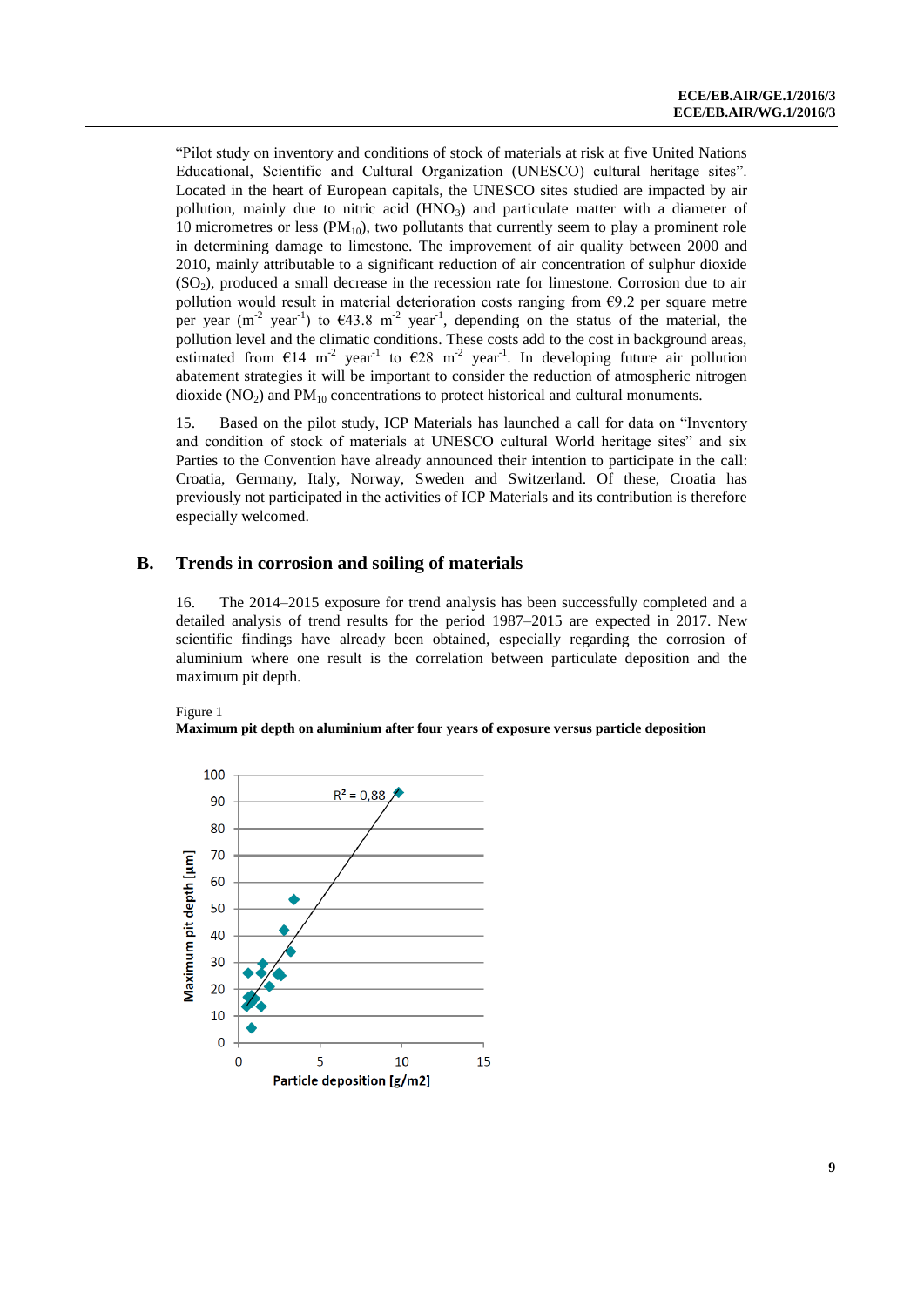"Pilot study on inventory and conditions of stock of materials at risk at five United Nations Educational, Scientific and Cultural Organization (UNESCO) cultural heritage sites". Located in the heart of European capitals, the UNESCO sites studied are impacted by air pollution, mainly due to nitric acid ($HNO_3$) and particulate matter with a diameter of 10 micrometres or less ($PM_{10}$), two pollutants that currently seem to play a prominent role in determining damage to limestone. The improvement of air quality between 2000 and 2010, mainly attributable to a significant reduction of air concentration of sulphur dioxide ($SO_2$), produced a small decrease in the recession rate for limestone. Corrosion due to air pollution would result in material deterioration costs ranging from €9.2 per square metre per year ($m^{-2}$ $year^{-1}$) to €43.8 $m^{-2}$ $year^{-1}$, depending on the status of the material, the pollution level and the climatic conditions. These costs add to the cost in background areas, estimated from €14 $m^{-2}$ $year^{-1}$ to €28 $m^{-2}$ $year^{-1}$. In developing future air pollution abatement strategies it will be important to consider the reduction of atmospheric nitrogen dioxide ($NO_2$) and $PM_{10}$ concentrations to protect historical and cultural monuments.

15. Based on the pilot study, ICP Materials has launched a call for data on "Inventory and condition of stock of materials at UNESCO cultural World heritage sites" and six Parties to the Convention have already announced their intention to participate in the call: Croatia, Germany, Italy, Norway, Sweden and Switzerland. Of these, Croatia has previously not participated in the activities of ICP Materials and its contribution is therefore especially welcomed.

## B. Trends in corrosion and soiling of materials

16. The 2014–2015 exposure for trend analysis has been successfully completed and a detailed analysis of trend results for the period 1987–2015 are expected in 2017. New scientific findings have already been obtained, especially regarding the corrosion of aluminium where one result is the correlation between particulate deposition and the maximum pit depth.

Figure 1

**Maximum pit depth on aluminium after four years of exposure versus particle deposition**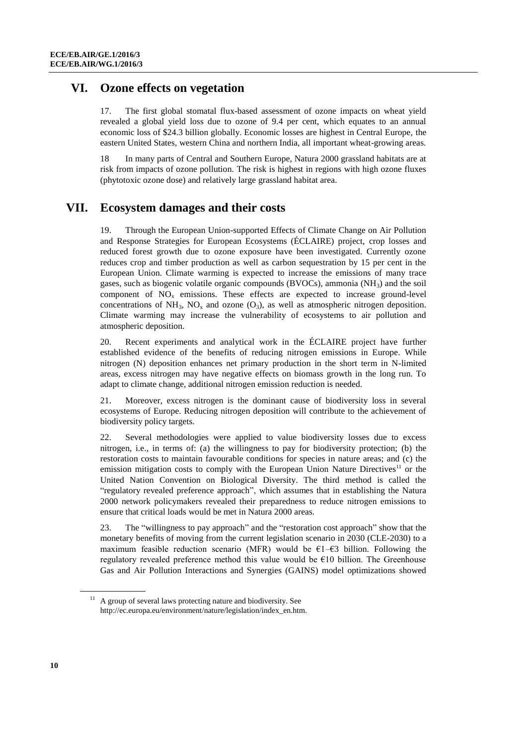## VI. Ozone effects on vegetation

17. The first global stomatal flux-based assessment of ozone impacts on wheat yield revealed a global yield loss due to ozone of 9.4 per cent, which equates to an annual economic loss of $24.3 billion globally. Economic losses are highest in Central Europe, the eastern United States, western China and northern India, all important wheat-growing areas.

18 In many parts of Central and Southern Europe, Natura 2000 grassland habitats are at risk from impacts of ozone pollution. The risk is highest in regions with high ozone fluxes (phytotoxic ozone dose) and relatively large grassland habitat area.

## VII. Ecosystem damages and their costs

19. Through the European Union-supported Effects of Climate Change on Air Pollution and Response Strategies for European Ecosystems (ÉCLAIRE) project, crop losses and reduced forest growth due to ozone exposure have been investigated. Currently ozone reduces crop and timber production as well as carbon sequestration by 15 per cent in the European Union. Climate warming is expected to increase the emissions of many trace gases, such as biogenic volatile organic compounds (BVOCs), ammonia ($NH_3$) and the soil component of $NO_x$ emissions. These effects are expected to increase ground-level concentrations of $NH_3$, $NO_x$ and ozone ($O_3$), as well as atmospheric nitrogen deposition. Climate warming may increase the vulnerability of ecosystems to air pollution and atmospheric deposition.

20. Recent experiments and analytical work in the ÉCLAIRE project have further established evidence of the benefits of reducing nitrogen emissions in Europe. While nitrogen (N) deposition enhances net primary production in the short term in N-limited areas, excess nitrogen may have negative effects on biomass growth in the long run. To adapt to climate change, additional nitrogen emission reduction is needed.

21. Moreover, excess nitrogen is the dominant cause of biodiversity loss in several ecosystems of Europe. Reducing nitrogen deposition will contribute to the achievement of biodiversity policy targets.

22. Several methodologies were applied to value biodiversity losses due to excess nitrogen, i.e., in terms of: (a) the willingness to pay for biodiversity protection; (b) the restoration costs to maintain favourable conditions for species in nature areas; and (c) the emission mitigation costs to comply with the European Union Nature Directives[11] or the United Nation Convention on Biological Diversity. The third method is called the "regulatory revealed preference approach", which assumes that in establishing the Natura 2000 network policymakers revealed their preparedness to reduce nitrogen emissions to ensure that critical loads would be met in Natura 2000 areas.

23. The "willingness to pay approach" and the "restoration cost approach" show that the monetary benefits of moving from the current legislation scenario in 2030 (CLE-2030) to a maximum feasible reduction scenario (MFR) would be €1–€3 billion. Following the regulatory revealed preference method this value would be €10 billion. The Greenhouse Gas and Air Pollution Interactions and Synergies (GAINS) model optimizations showed

[11] A group of several laws protecting nature and biodiversity. See http://ec.europa.eu/environment/nature/legislation/index_en.htm.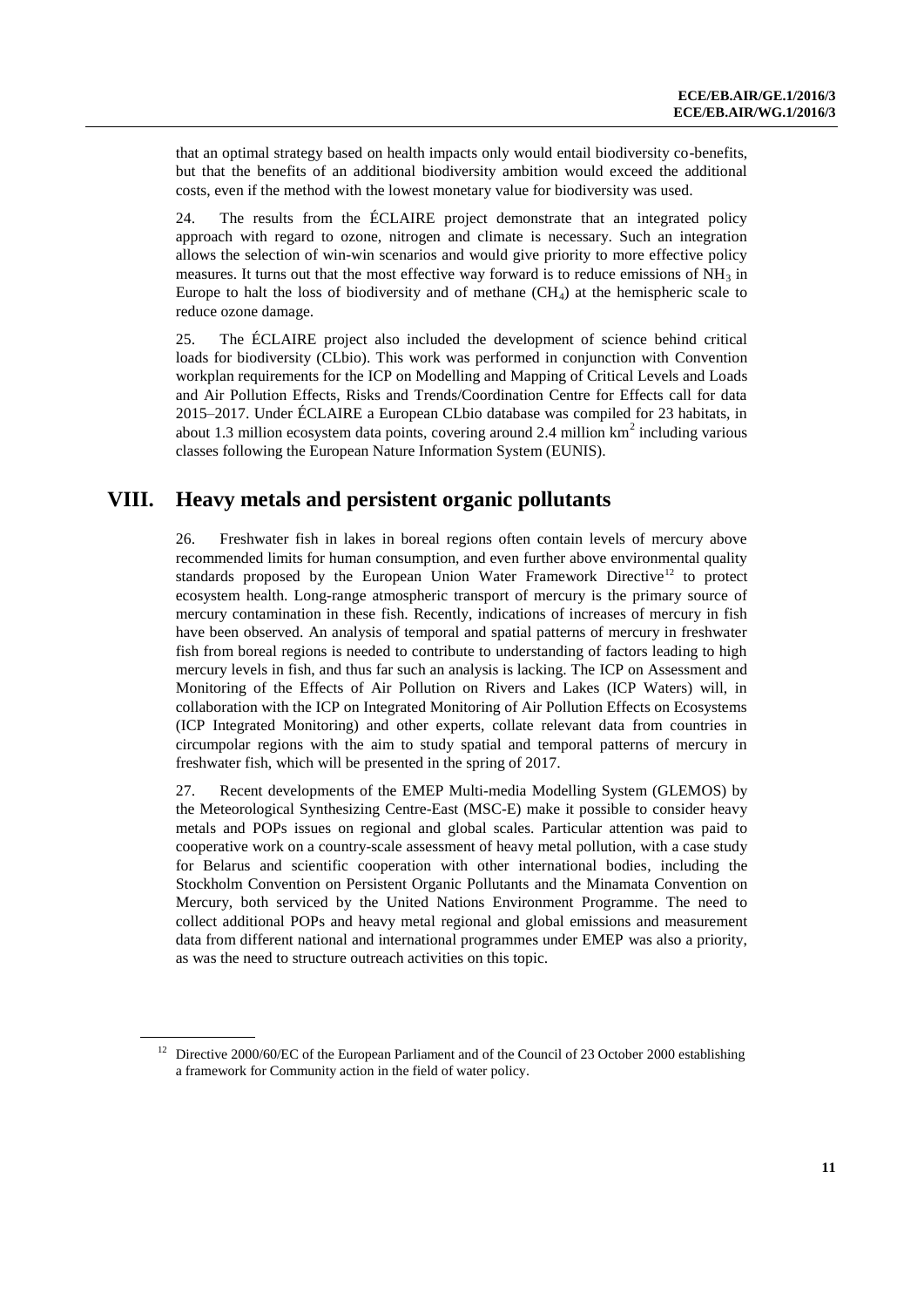that an optimal strategy based on health impacts only would entail biodiversity co-benefits, but that the benefits of an additional biodiversity ambition would exceed the additional costs, even if the method with the lowest monetary value for biodiversity was used.

24. The results from the ÉCLAIRE project demonstrate that an integrated policy approach with regard to ozone, nitrogen and climate is necessary. Such an integration allows the selection of win-win scenarios and would give priority to more effective policy measures. It turns out that the most effective way forward is to reduce emissions of $NH_3$ in Europe to halt the loss of biodiversity and of methane ($CH_4$) at the hemispheric scale to reduce ozone damage.

25. The ÉCLAIRE project also included the development of science behind critical loads for biodiversity (CLbio). This work was performed in conjunction with Convention workplan requirements for the ICP on Modelling and Mapping of Critical Levels and Loads and Air Pollution Effects, Risks and Trends/Coordination Centre for Effects call for data 2015–2017. Under ÉCLAIRE a European CLbio database was compiled for 23 habitats, in about 1.3 million ecosystem data points, covering around 2.4 million $km^2$ including various classes following the European Nature Information System (EUNIS).

# VIII. Heavy metals and persistent organic pollutants

26. Freshwater fish in lakes in boreal regions often contain levels of mercury above recommended limits for human consumption, and even further above environmental quality standards proposed by the European Union Water Framework Directive[12] to protect ecosystem health. Long-range atmospheric transport of mercury is the primary source of mercury contamination in these fish. Recently, indications of increases of mercury in fish have been observed. An analysis of temporal and spatial patterns of mercury in freshwater fish from boreal regions is needed to contribute to understanding of factors leading to high mercury levels in fish, and thus far such an analysis is lacking. The ICP on Assessment and Monitoring of the Effects of Air Pollution on Rivers and Lakes (ICP Waters) will, in collaboration with the ICP on Integrated Monitoring of Air Pollution Effects on Ecosystems (ICP Integrated Monitoring) and other experts, collate relevant data from countries in circumpolar regions with the aim to study spatial and temporal patterns of mercury in freshwater fish, which will be presented in the spring of 2017.

27. Recent developments of the EMEP Multi-media Modelling System (GLEMOS) by the Meteorological Synthesizing Centre-East (MSC-E) make it possible to consider heavy metals and POPs issues on regional and global scales. Particular attention was paid to cooperative work on a country-scale assessment of heavy metal pollution, with a case study for Belarus and scientific cooperation with other international bodies, including the Stockholm Convention on Persistent Organic Pollutants and the Minamata Convention on Mercury, both serviced by the United Nations Environment Programme. The need to collect additional POPs and heavy metal regional and global emissions and measurement data from different national and international programmes under EMEP was also a priority, as was the need to structure outreach activities on this topic.

[12] Directive 2000/60/EC of the European Parliament and of the Council of 23 October 2000 establishing a framework for Community action in the field of water policy.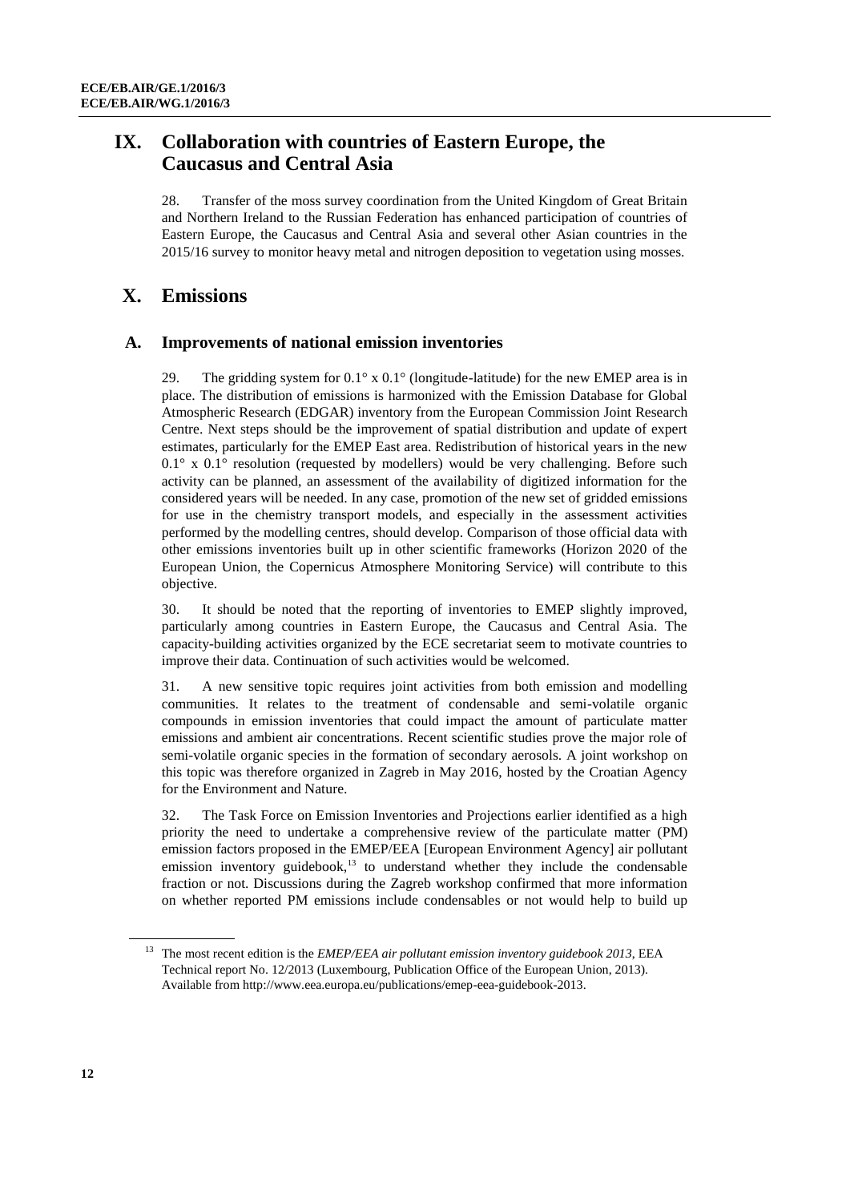## IX. Collaboration with countries of Eastern Europe, the Caucasus and Central Asia

28. Transfer of the moss survey coordination from the United Kingdom of Great Britain and Northern Ireland to the Russian Federation has enhanced participation of countries of Eastern Europe, the Caucasus and Central Asia and several other Asian countries in the 2015/16 survey to monitor heavy metal and nitrogen deposition to vegetation using mosses.

## X. Emissions

### A. Improvements of national emission inventories

29. The gridding system for 0.1° x 0.1° (longitude-latitude) for the new EMEP area is in place. The distribution of emissions is harmonized with the Emission Database for Global Atmospheric Research (EDGAR) inventory from the European Commission Joint Research Centre. Next steps should be the improvement of spatial distribution and update of expert estimates, particularly for the EMEP East area. Redistribution of historical years in the new 0.1° x 0.1° resolution (requested by modellers) would be very challenging. Before such activity can be planned, an assessment of the availability of digitized information for the considered years will be needed. In any case, promotion of the new set of gridded emissions for use in the chemistry transport models, and especially in the assessment activities performed by the modelling centres, should develop. Comparison of those official data with other emissions inventories built up in other scientific frameworks (Horizon 2020 of the European Union, the Copernicus Atmosphere Monitoring Service) will contribute to this objective.

30. It should be noted that the reporting of inventories to EMEP slightly improved, particularly among countries in Eastern Europe, the Caucasus and Central Asia. The capacity-building activities organized by the ECE secretariat seem to motivate countries to improve their data. Continuation of such activities would be welcomed.

31. A new sensitive topic requires joint activities from both emission and modelling communities. It relates to the treatment of condensable and semi-volatile organic compounds in emission inventories that could impact the amount of particulate matter emissions and ambient air concentrations. Recent scientific studies prove the major role of semi-volatile organic species in the formation of secondary aerosols. A joint workshop on this topic was therefore organized in Zagreb in May 2016, hosted by the Croatian Agency for the Environment and Nature.

32. The Task Force on Emission Inventories and Projections earlier identified as a high priority the need to undertake a comprehensive review of the particulate matter (PM) emission factors proposed in the EMEP/EEA [European Environment Agency] air pollutant emission inventory guidebook,[13] to understand whether they include the condensable fraction or not. Discussions during the Zagreb workshop confirmed that more information on whether reported PM emissions include condensables or not would help to build up

[13] The most recent edition is the *EMEP/EEA air pollutant emission inventory guidebook 2013*, EEA Technical report No. 12/2013 (Luxembourg, Publication Office of the European Union, 2013). Available from http://www.eea.europa.eu/publications/emep-eea-guidebook-2013.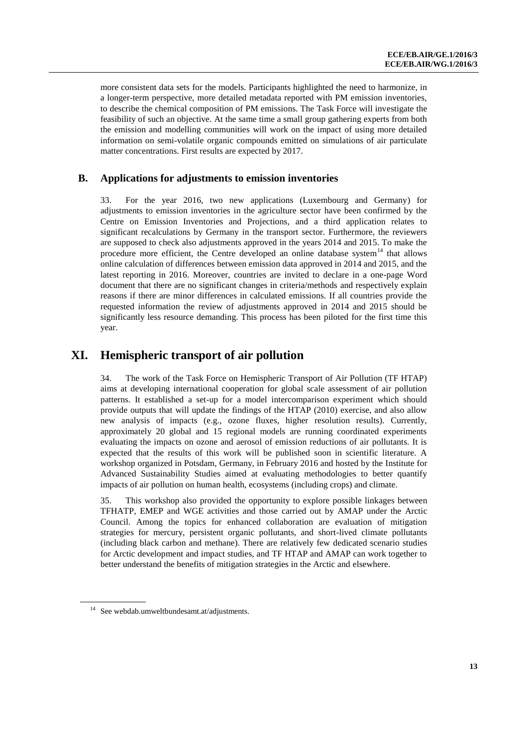more consistent data sets for the models. Participants highlighted the need to harmonize, in a longer-term perspective, more detailed metadata reported with PM emission inventories, to describe the chemical composition of PM emissions. The Task Force will investigate the feasibility of such an objective. At the same time a small group gathering experts from both the emission and modelling communities will work on the impact of using more detailed information on semi-volatile organic compounds emitted on simulations of air particulate matter concentrations. First results are expected by 2017.

### B. Applications for adjustments to emission inventories

33. For the year 2016, two new applications (Luxembourg and Germany) for adjustments to emission inventories in the agriculture sector have been confirmed by the Centre on Emission Inventories and Projections, and a third application relates to significant recalculations by Germany in the transport sector. Furthermore, the reviewers are supposed to check also adjustments approved in the years 2014 and 2015. To make the procedure more efficient, the Centre developed an online database system[14] that allows online calculation of differences between emission data approved in 2014 and 2015, and the latest reporting in 2016. Moreover, countries are invited to declare in a one-page Word document that there are no significant changes in criteria/methods and respectively explain reasons if there are minor differences in calculated emissions. If all countries provide the requested information the review of adjustments approved in 2014 and 2015 should be significantly less resource demanding. This process has been piloted for the first time this year.

## XI. Hemispheric transport of air pollution

34. The work of the Task Force on Hemispheric Transport of Air Pollution (TF HTAP) aims at developing international cooperation for global scale assessment of air pollution patterns. It established a set-up for a model intercomparison experiment which should provide outputs that will update the findings of the HTAP (2010) exercise, and also allow new analysis of impacts (e.g., ozone fluxes, higher resolution results). Currently, approximately 20 global and 15 regional models are running coordinated experiments evaluating the impacts on ozone and aerosol of emission reductions of air pollutants. It is expected that the results of this work will be published soon in scientific literature. A workshop organized in Potsdam, Germany, in February 2016 and hosted by the Institute for Advanced Sustainability Studies aimed at evaluating methodologies to better quantify impacts of air pollution on human health, ecosystems (including crops) and climate.

35. This workshop also provided the opportunity to explore possible linkages between TFHATP, EMEP and WGE activities and those carried out by AMAP under the Arctic Council. Among the topics for enhanced collaboration are evaluation of mitigation strategies for mercury, persistent organic pollutants, and short-lived climate pollutants (including black carbon and methane). There are relatively few dedicated scenario studies for Arctic development and impact studies, and TF HTAP and AMAP can work together to better understand the benefits of mitigation strategies in the Arctic and elsewhere.

[14] See webdab.umweltbundesamt.at/adjustments.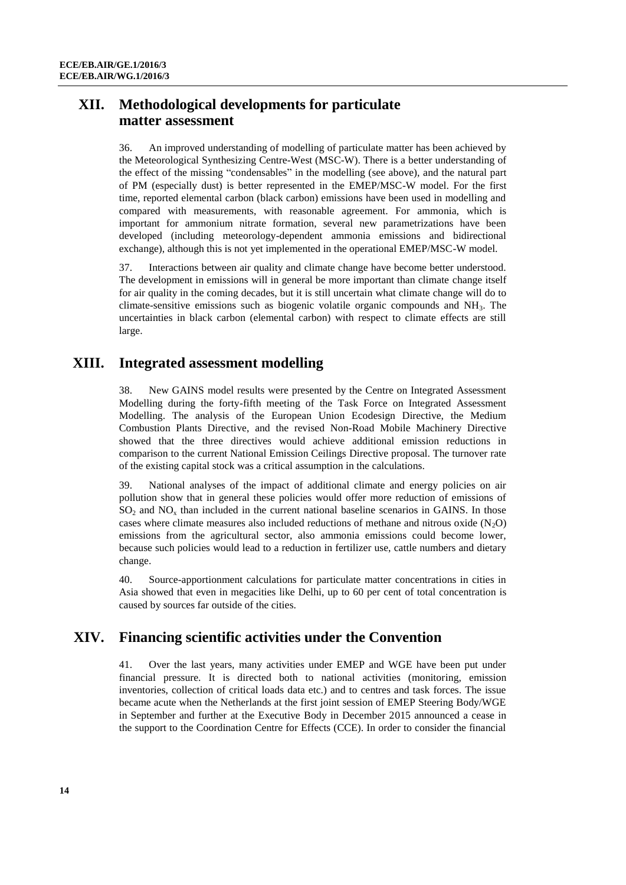## XII. Methodological developments for particulate matter assessment

36. An improved understanding of modelling of particulate matter has been achieved by the Meteorological Synthesizing Centre-West (MSC-W). There is a better understanding of the effect of the missing "condensables" in the modelling (see above), and the natural part of PM (especially dust) is better represented in the EMEP/MSC-W model. For the first time, reported elemental carbon (black carbon) emissions have been used in modelling and compared with measurements, with reasonable agreement. For ammonia, which is important for ammonium nitrate formation, several new parametrizations have been developed (including meteorology-dependent ammonia emissions and bidirectional exchange), although this is not yet implemented in the operational EMEP/MSC-W model.

37. Interactions between air quality and climate change have become better understood. The development in emissions will in general be more important than climate change itself for air quality in the coming decades, but it is still uncertain what climate change will do to climate-sensitive emissions such as biogenic volatile organic compounds and $NH_3$. The uncertainties in black carbon (elemental carbon) with respect to climate effects are still large.

## XIII. Integrated assessment modelling

38. New GAINS model results were presented by the Centre on Integrated Assessment Modelling during the forty-fifth meeting of the Task Force on Integrated Assessment Modelling. The analysis of the European Union Ecodesign Directive, the Medium Combustion Plants Directive, and the revised Non-Road Mobile Machinery Directive showed that the three directives would achieve additional emission reductions in comparison to the current National Emission Ceilings Directive proposal. The turnover rate of the existing capital stock was a critical assumption in the calculations.

39. National analyses of the impact of additional climate and energy policies on air pollution show that in general these policies would offer more reduction of emissions of $SO_2$ and $NO_x$ than included in the current national baseline scenarios in GAINS. In those cases where climate measures also included reductions of methane and nitrous oxide ($N_2O$) emissions from the agricultural sector, also ammonia emissions could become lower, because such policies would lead to a reduction in fertilizer use, cattle numbers and dietary change.

40. Source-apportionment calculations for particulate matter concentrations in cities in Asia showed that even in megacities like Delhi, up to 60 per cent of total concentration is caused by sources far outside of the cities.

## XIV. Financing scientific activities under the Convention

41. Over the last years, many activities under EMEP and WGE have been put under financial pressure. It is directed both to national activities (monitoring, emission inventories, collection of critical loads data etc.) and to centres and task forces. The issue became acute when the Netherlands at the first joint session of EMEP Steering Body/WGE in September and further at the Executive Body in December 2015 announced a cease in the support to the Coordination Centre for Effects (CCE). In order to consider the financial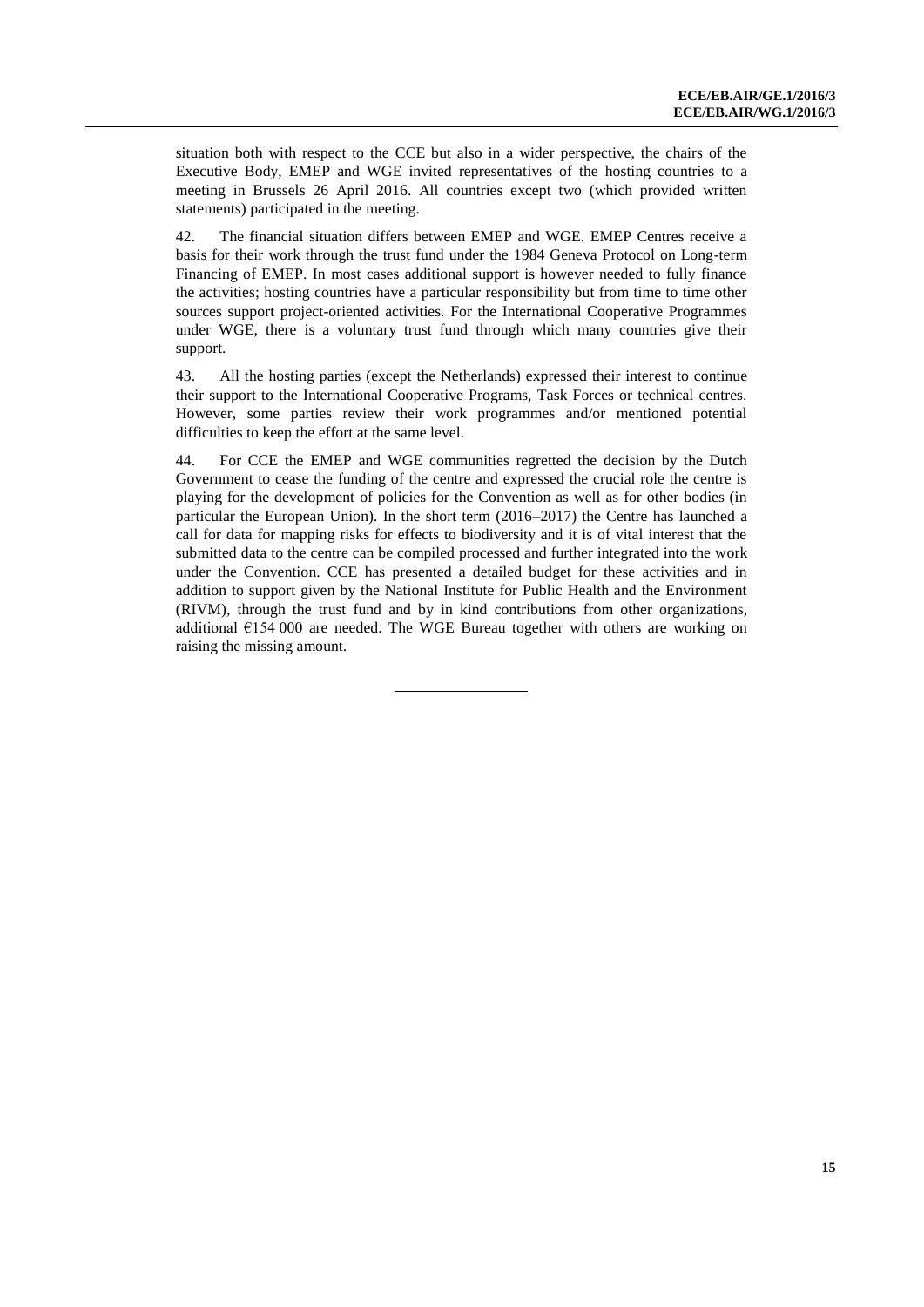situation both with respect to the CCE but also in a wider perspective, the chairs of the Executive Body, EMEP and WGE invited representatives of the hosting countries to a meeting in Brussels 26 April 2016. All countries except two (which provided written statements) participated in the meeting.

42. The financial situation differs between EMEP and WGE. EMEP Centres receive a basis for their work through the trust fund under the 1984 Geneva Protocol on Long-term Financing of EMEP. In most cases additional support is however needed to fully finance the activities; hosting countries have a particular responsibility but from time to time other sources support project-oriented activities. For the International Cooperative Programmes under WGE, there is a voluntary trust fund through which many countries give their support.

43. All the hosting parties (except the Netherlands) expressed their interest to continue their support to the International Cooperative Programs, Task Forces or technical centres. However, some parties review their work programmes and/or mentioned potential difficulties to keep the effort at the same level.

44. For CCE the EMEP and WGE communities regretted the decision by the Dutch Government to cease the funding of the centre and expressed the crucial role the centre is playing for the development of policies for the Convention as well as for other bodies (in particular the European Union). In the short term (2016–2017) the Centre has launched a call for data for mapping risks for effects to biodiversity and it is of vital interest that the submitted data to the centre can be compiled processed and further integrated into the work under the Convention. CCE has presented a detailed budget for these activities and in addition to support given by the National Institute for Public Health and the Environment (RIVM), through the trust fund and by in kind contributions from other organizations, additional €154 000 are needed. The WGE Bureau together with others are working on raising the missing amount.